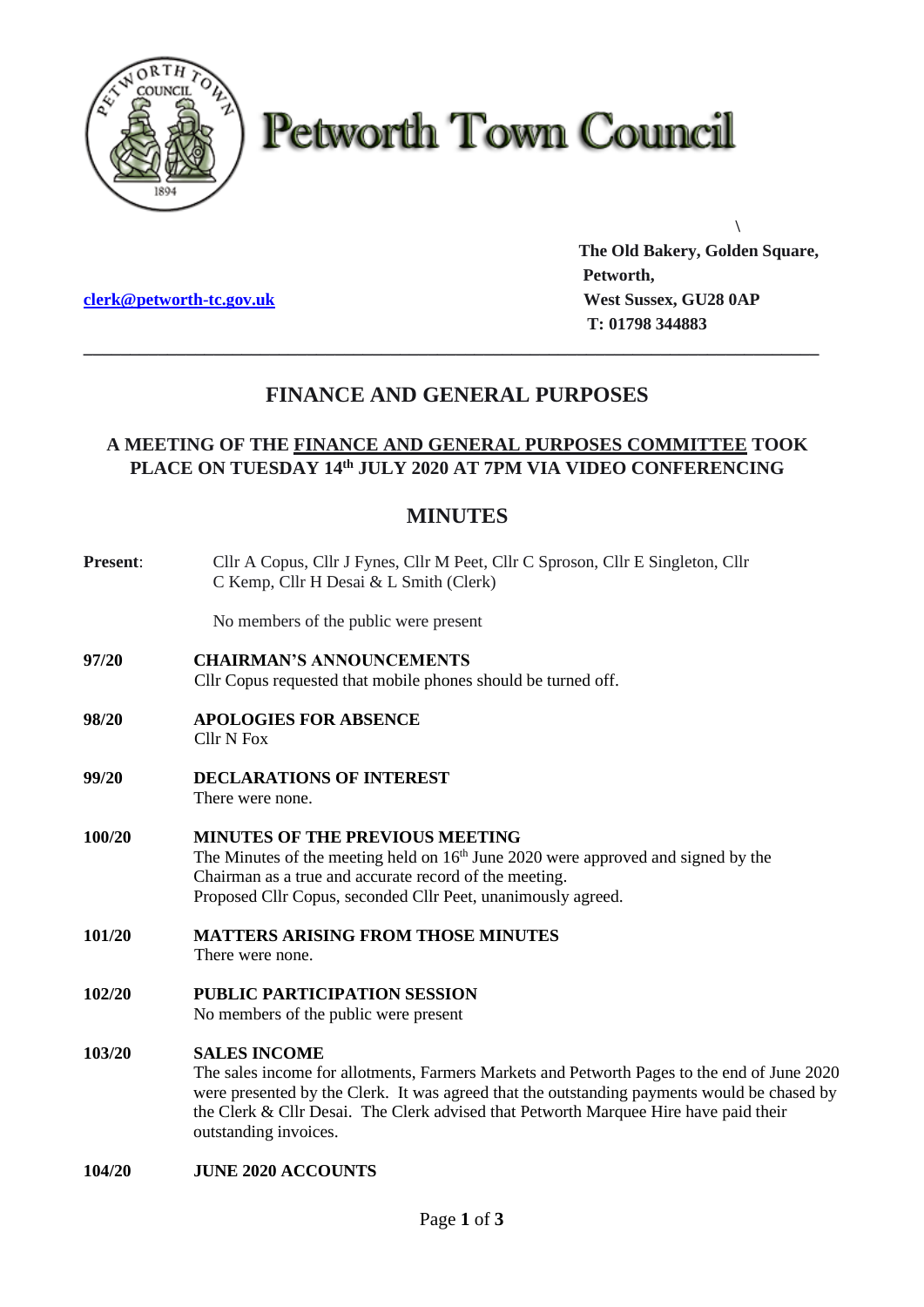# Petworth Town Council

\

The Old Bakery, Golden Square,
Petworth,
West Sussex, GU28 0AP
T: 01798 344883

clerk@petworth-tc.gov.uk

---

## FINANCE AND GENERAL PURPOSES

### A MEETING OF THE FINANCE AND GENERAL PURPOSES COMMITTEE TOOK PLACE ON TUESDAY 14th JULY 2020 AT 7PM VIA VIDEO CONFERENCING

## MINUTES

**Present**: Cllr A Copus, Cllr J Fynes, Cllr M Peet, Cllr C Sproson, Cllr E Singleton, Cllr C Kemp, Cllr H Desai & L Smith (Clerk)

No members of the public were present

**97/20 CHAIRMAN'S ANNOUNCEMENTS**
Cllr Copus requested that mobile phones should be turned off.

**98/20 APOLOGIES FOR ABSENCE**
Cllr N Fox

**99/20 DECLARATIONS OF INTEREST**
There were none.

**100/20 MINUTES OF THE PREVIOUS MEETING**
The Minutes of the meeting held on 16th June 2020 were approved and signed by the Chairman as a true and accurate record of the meeting.
Proposed Cllr Copus, seconded Cllr Peet, unanimously agreed.

**101/20 MATTERS ARISING FROM THOSE MINUTES**
There were none.

**102/20 PUBLIC PARTICIPATION SESSION**
No members of the public were present

**103/20 SALES INCOME**
The sales income for allotments, Farmers Markets and Petworth Pages to the end of June 2020 were presented by the Clerk. It was agreed that the outstanding payments would be chased by the Clerk & Cllr Desai. The Clerk advised that Petworth Marquee Hire have paid their outstanding invoices.

**104/20 JUNE 2020 ACCOUNTS**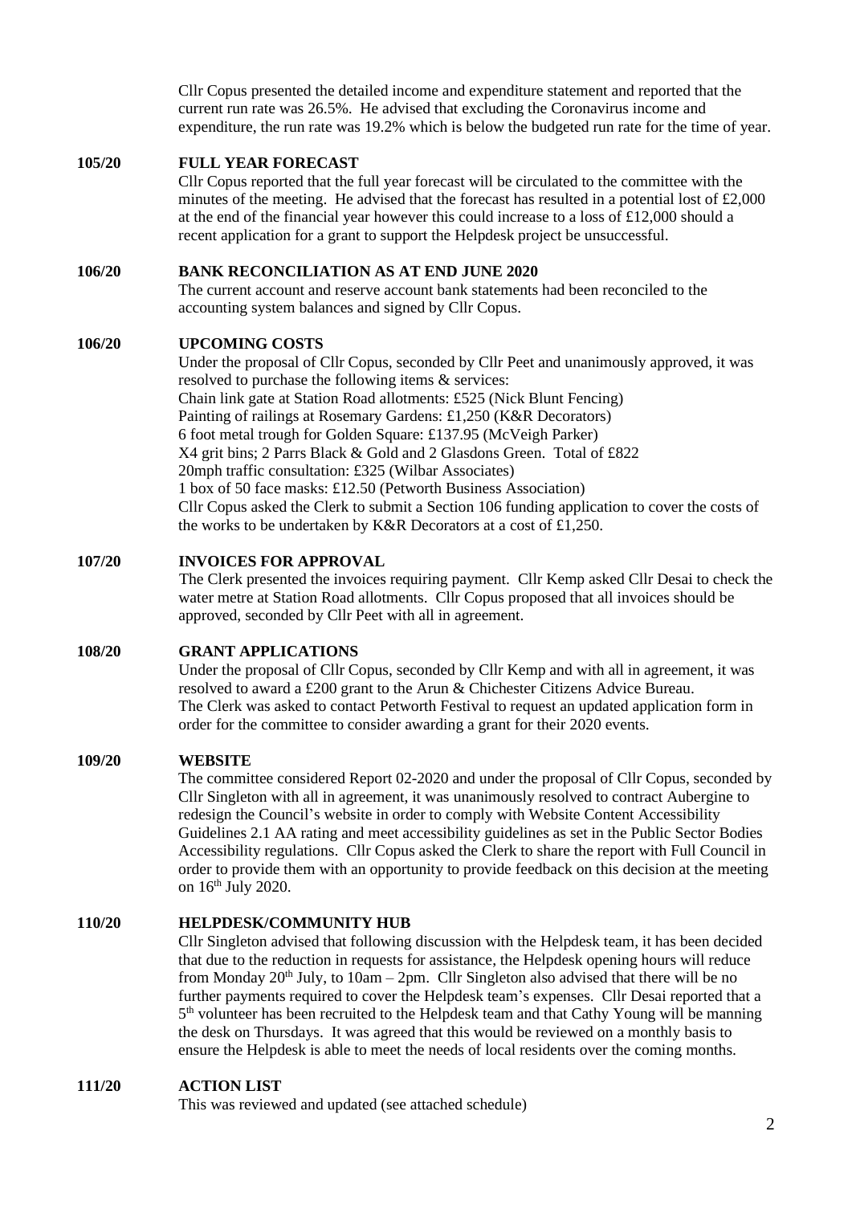Cllr Copus presented the detailed income and expenditure statement and reported that the current run rate was 26.5%. He advised that excluding the Coronavirus income and expenditure, the run rate was 19.2% which is below the budgeted run rate for the time of year.

**105/20 FULL YEAR FORECAST**

Cllr Copus reported that the full year forecast will be circulated to the committee with the minutes of the meeting. He advised that the forecast has resulted in a potential lost of £2,000 at the end of the financial year however this could increase to a loss of £12,000 should a recent application for a grant to support the Helpdesk project be unsuccessful.

**106/20 BANK RECONCILIATION AS AT END JUNE 2020**

The current account and reserve account bank statements had been reconciled to the accounting system balances and signed by Cllr Copus.

**106/20 UPCOMING COSTS**

Under the proposal of Cllr Copus, seconded by Cllr Peet and unanimously approved, it was resolved to purchase the following items & services:
Chain link gate at Station Road allotments: £525 (Nick Blunt Fencing)
Painting of railings at Rosemary Gardens: £1,250 (K&R Decorators)
6 foot metal trough for Golden Square: £137.95 (McVeigh Parker)
X4 grit bins; 2 Parrs Black & Gold and 2 Glasdons Green. Total of £822
20mph traffic consultation: £325 (Wilbar Associates)
1 box of 50 face masks: £12.50 (Petworth Business Association)
Cllr Copus asked the Clerk to submit a Section 106 funding application to cover the costs of the works to be undertaken by K&R Decorators at a cost of £1,250.

**107/20 INVOICES FOR APPROVAL**

The Clerk presented the invoices requiring payment. Cllr Kemp asked Cllr Desai to check the water metre at Station Road allotments. Cllr Copus proposed that all invoices should be approved, seconded by Cllr Peet with all in agreement.

**108/20 GRANT APPLICATIONS**

Under the proposal of Cllr Copus, seconded by Cllr Kemp and with all in agreement, it was resolved to award a £200 grant to the Arun & Chichester Citizens Advice Bureau.
The Clerk was asked to contact Petworth Festival to request an updated application form in order for the committee to consider awarding a grant for their 2020 events.

**109/20 WEBSITE**

The committee considered Report 02-2020 and under the proposal of Cllr Copus, seconded by Cllr Singleton with all in agreement, it was unanimously resolved to contract Aubergine to redesign the Council's website in order to comply with Website Content Accessibility Guidelines 2.1 AA rating and meet accessibility guidelines as set in the Public Sector Bodies Accessibility regulations. Cllr Copus asked the Clerk to share the report with Full Council in order to provide them with an opportunity to provide feedback on this decision at the meeting on 16th July 2020.

**110/20 HELPDESK/COMMUNITY HUB**

Cllr Singleton advised that following discussion with the Helpdesk team, it has been decided that due to the reduction in requests for assistance, the Helpdesk opening hours will reduce from Monday 20th July, to 10am – 2pm. Cllr Singleton also advised that there will be no further payments required to cover the Helpdesk team's expenses. Cllr Desai reported that a 5th volunteer has been recruited to the Helpdesk team and that Cathy Young will be manning the desk on Thursdays. It was agreed that this would be reviewed on a monthly basis to ensure the Helpdesk is able to meet the needs of local residents over the coming months.

**111/20 ACTION LIST**

This was reviewed and updated (see attached schedule)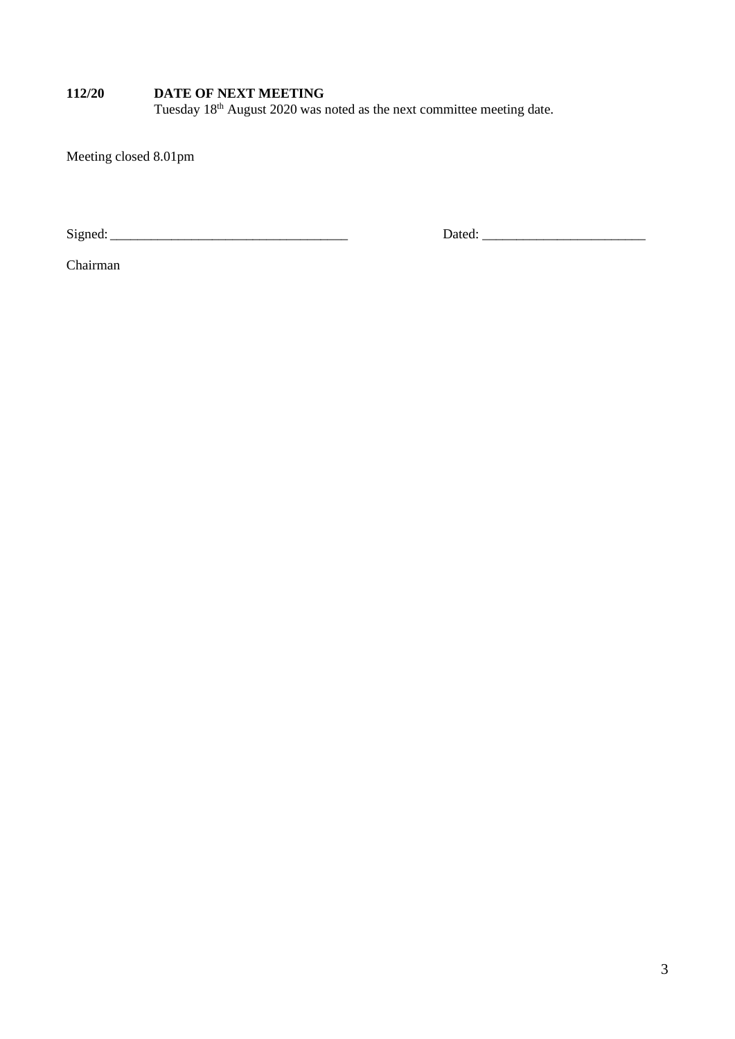**112/20 DATE OF NEXT MEETING**

Tuesday 18th August 2020 was noted as the next committee meeting date.

Meeting closed 8.01pm

Signed: ___________________________________ Dated: ________________________

Chairman